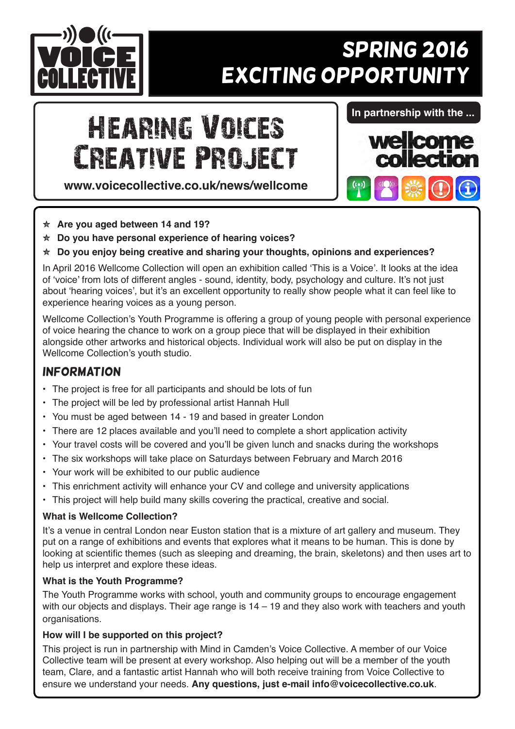VOICE COLLECTIVE

# SPRING 2016
# EXCITING OPPORTUNITY

## HEARING VOICES CREATIVE PROJECT

**www.voicecollective.co.uk/news/wellcome**

**In partnership with the ...**

wellcome collection

- ☆ **Are you aged between 14 and 19?**
- ☆ **Do you have personal experience of hearing voices?**
- ☆ **Do you enjoy being creative and sharing your thoughts, opinions and experiences?**

In April 2016 Wellcome Collection will open an exhibition called 'This is a Voice'. It looks at the idea of 'voice' from lots of different angles - sound, identity, body, psychology and culture. It's not just about 'hearing voices', but it's an excellent opportunity to really show people what it can feel like to experience hearing voices as a young person.

Wellcome Collection's Youth Programme is offering a group of young people with personal experience of voice hearing the chance to work on a group piece that will be displayed in their exhibition alongside other artworks and historical objects. Individual work will also be put on display in the Wellcome Collection's youth studio.

## INFORMATION

- The project is free for all participants and should be lots of fun
- The project will be led by professional artist Hannah Hull
- You must be aged between 14 - 19 and based in greater London
- There are 12 places available and you'll need to complete a short application activity
- Your travel costs will be covered and you'll be given lunch and snacks during the workshops
- The six workshops will take place on Saturdays between February and March 2016
- Your work will be exhibited to our public audience
- This enrichment activity will enhance your CV and college and university applications
- This project will help build many skills covering the practical, creative and social.

### What is Wellcome Collection?

It's a venue in central London near Euston station that is a mixture of art gallery and museum. They put on a range of exhibitions and events that explores what it means to be human. This is done by looking at scientific themes (such as sleeping and dreaming, the brain, skeletons) and then uses art to help us interpret and explore these ideas.

### What is the Youth Programme?

The Youth Programme works with school, youth and community groups to encourage engagement with our objects and displays. Their age range is 14 – 19 and they also work with teachers and youth organisations.

### How will I be supported on this project?

This project is run in partnership with Mind in Camden's Voice Collective. A member of our Voice Collective team will be present at every workshop. Also helping out will be a member of the youth team, Clare, and a fantastic artist Hannah who will both receive training from Voice Collective to ensure we understand your needs. **Any questions, just e-mail info@voicecollective.co.uk**.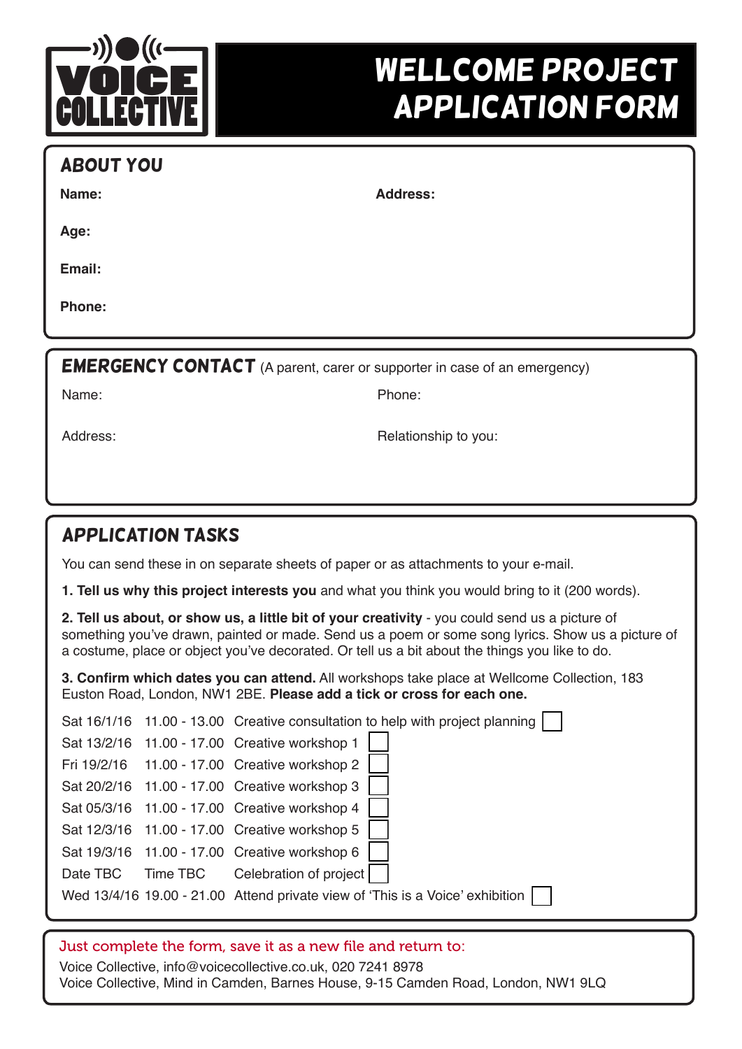# WELLCOME PROJECT APPLICATION FORM

## ABOUT YOU

**Name:**

**Address:**

**Age:**

**Email:**

**Phone:**

## EMERGENCY CONTACT (A parent, carer or supporter in case of an emergency)

Name:

Phone:

Address:

Relationship to you:

## APPLICATION TASKS

You can send these in on separate sheets of paper or as attachments to your e-mail.

**1. Tell us why this project interests you** and what you think you would bring to it (200 words).

**2. Tell us about, or show us, a little bit of your creativity** - you could send us a picture of something you've drawn, painted or made. Send us a poem or some song lyrics. Show us a picture of a costume, place or object you've decorated. Or tell us a bit about the things you like to do.

**3. Confirm which dates you can attend.** All workshops take place at Wellcome Collection, 183 Euston Road, London, NW1 2BE. **Please add a tick or cross for each one.**

| | | | |
|---|---|---|---|
| Sat 16/1/16 | 11.00 - 13.00 | Creative consultation to help with project planning | ☐ |
| Sat 13/2/16 | 11.00 - 17.00 | Creative workshop 1 | ☐ |
| Fri 19/2/16 | 11.00 - 17.00 | Creative workshop 2 | ☐ |
| Sat 20/2/16 | 11.00 - 17.00 | Creative workshop 3 | ☐ |
| Sat 05/3/16 | 11.00 - 17.00 | Creative workshop 4 | ☐ |
| Sat 12/3/16 | 11.00 - 17.00 | Creative workshop 5 | ☐ |
| Sat 19/3/16 | 11.00 - 17.00 | Creative workshop 6 | ☐ |
| Date TBC | Time TBC | Celebration of project | ☐ |
| Wed 13/4/16 | 19.00 - 21.00 | Attend private view of 'This is a Voice' exhibition | ☐ |

Just complete the form, save it as a new file and return to:

Voice Collective, info@voicecollective.co.uk, 020 7241 8978
Voice Collective, Mind in Camden, Barnes House, 9-15 Camden Road, London, NW1 9LQ